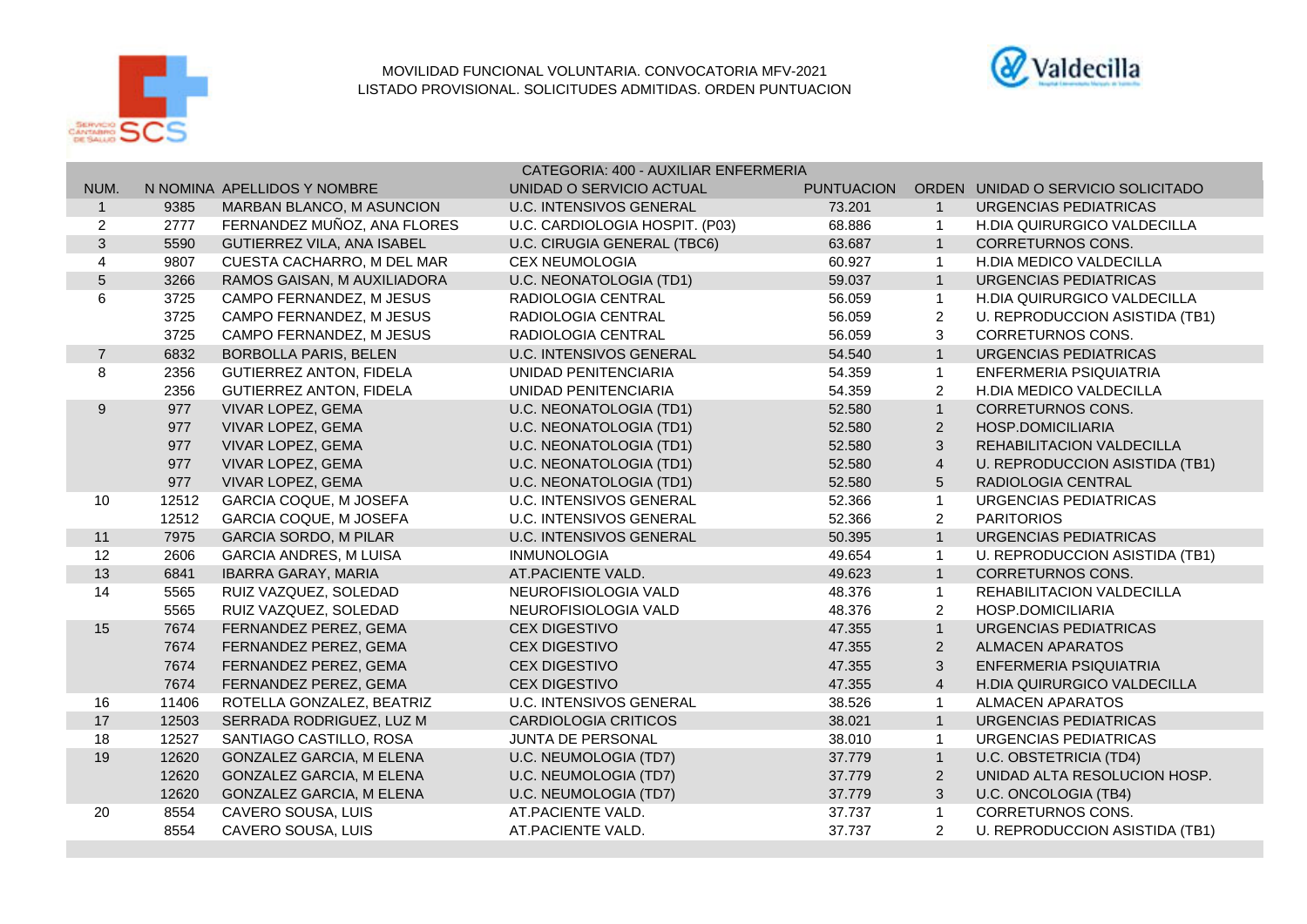MOVILIDAD FUNCIONAL VOLUNTARIA. CONVOCATORIA MFV-2021

LISTADO PROVISIONAL. SOLICITUDES ADMITIDAS. ORDEN PUNTUACION

CATEGORIA: 400 - AUXILIAR ENFERMERIA

| NUM. | N NOMINA | APELLIDOS Y NOMBRE | UNIDAD O SERVICIO ACTUAL | PUNTUACION | ORDEN | UNIDAD O SERVICIO SOLICITADO |
|---|---|---|---|---|---|---|
| 1 | 9385 | MARBAN BLANCO, M ASUNCION | U.C. INTENSIVOS GENERAL | 73.201 | 1 | URGENCIAS PEDIATRICAS |
| 2 | 2777 | FERNANDEZ MUÑOZ, ANA FLORES | U.C. CARDIOLOGIA HOSPIT. (P03) | 68.886 | 1 | H.DIA QUIRURGICO VALDECILLA |
| 3 | 5590 | GUTIERREZ VILA, ANA ISABEL | U.C. CIRUGIA GENERAL (TBC6) | 63.687 | 1 | CORRETURNOS CONS. |
| 4 | 9807 | CUESTA CACHARRO, M DEL MAR | CEX NEUMOLOGIA | 60.927 | 1 | H.DIA MEDICO VALDECILLA |
| 5 | 3266 | RAMOS GAISAN, M AUXILIADORA | U.C. NEONATOLOGIA (TD1) | 59.037 | 1 | URGENCIAS PEDIATRICAS |
| 6 | 3725 | CAMPO FERNANDEZ, M JESUS | RADIOLOGIA CENTRAL | 56.059 | 1 | H.DIA QUIRURGICO VALDECILLA |
| | 3725 | CAMPO FERNANDEZ, M JESUS | RADIOLOGIA CENTRAL | 56.059 | 2 | U. REPRODUCCION ASISTIDA (TB1) |
| | 3725 | CAMPO FERNANDEZ, M JESUS | RADIOLOGIA CENTRAL | 56.059 | 3 | CORRETURNOS CONS. |
| 7 | 6832 | BORBOLLA PARIS, BELEN | U.C. INTENSIVOS GENERAL | 54.540 | 1 | URGENCIAS PEDIATRICAS |
| 8 | 2356 | GUTIERREZ ANTON, FIDELA | UNIDAD PENITENCIARIA | 54.359 | 1 | ENFERMERIA PSIQUIATRIA |
| | 2356 | GUTIERREZ ANTON, FIDELA | UNIDAD PENITENCIARIA | 54.359 | 2 | H.DIA MEDICO VALDECILLA |
| 9 | 977 | VIVAR LOPEZ, GEMA | U.C. NEONATOLOGIA (TD1) | 52.580 | 1 | CORRETURNOS CONS. |
| | 977 | VIVAR LOPEZ, GEMA | U.C. NEONATOLOGIA (TD1) | 52.580 | 2 | HOSP.DOMICILIARIA |
| | 977 | VIVAR LOPEZ, GEMA | U.C. NEONATOLOGIA (TD1) | 52.580 | 3 | REHABILITACION VALDECILLA |
| | 977 | VIVAR LOPEZ, GEMA | U.C. NEONATOLOGIA (TD1) | 52.580 | 4 | U. REPRODUCCION ASISTIDA (TB1) |
| | 977 | VIVAR LOPEZ, GEMA | U.C. NEONATOLOGIA (TD1) | 52.580 | 5 | RADIOLOGIA CENTRAL |
| 10 | 12512 | GARCIA COQUE, M JOSEFA | U.C. INTENSIVOS GENERAL | 52.366 | 1 | URGENCIAS PEDIATRICAS |
| | 12512 | GARCIA COQUE, M JOSEFA | U.C. INTENSIVOS GENERAL | 52.366 | 2 | PARITORIOS |
| 11 | 7975 | GARCIA SORDO, M PILAR | U.C. INTENSIVOS GENERAL | 50.395 | 1 | URGENCIAS PEDIATRICAS |
| 12 | 2606 | GARCIA ANDRES, M LUISA | INMUNOLOGIA | 49.654 | 1 | U. REPRODUCCION ASISTIDA (TB1) |
| 13 | 6841 | IBARRA GARAY, MARIA | AT.PACIENTE VALD. | 49.623 | 1 | CORRETURNOS CONS. |
| 14 | 5565 | RUIZ VAZQUEZ, SOLEDAD | NEUROFISIOLOGIA VALD | 48.376 | 1 | REHABILITACION VALDECILLA |
| | 5565 | RUIZ VAZQUEZ, SOLEDAD | NEUROFISIOLOGIA VALD | 48.376 | 2 | HOSP.DOMICILIARIA |
| 15 | 7674 | FERNANDEZ PEREZ, GEMA | CEX DIGESTIVO | 47.355 | 1 | URGENCIAS PEDIATRICAS |
| | 7674 | FERNANDEZ PEREZ, GEMA | CEX DIGESTIVO | 47.355 | 2 | ALMACEN APARATOS |
| | 7674 | FERNANDEZ PEREZ, GEMA | CEX DIGESTIVO | 47.355 | 3 | ENFERMERIA PSIQUIATRIA |
| | 7674 | FERNANDEZ PEREZ, GEMA | CEX DIGESTIVO | 47.355 | 4 | H.DIA QUIRURGICO VALDECILLA |
| 16 | 11406 | ROTELLA GONZALEZ, BEATRIZ | U.C. INTENSIVOS GENERAL | 38.526 | 1 | ALMACEN APARATOS |
| 17 | 12503 | SERRADA RODRIGUEZ, LUZ M | CARDIOLOGIA CRITICOS | 38.021 | 1 | URGENCIAS PEDIATRICAS |
| 18 | 12527 | SANTIAGO CASTILLO, ROSA | JUNTA DE PERSONAL | 38.010 | 1 | URGENCIAS PEDIATRICAS |
| 19 | 12620 | GONZALEZ GARCIA, M ELENA | U.C. NEUMOLOGIA (TD7) | 37.779 | 1 | U.C. OBSTETRICIA (TD4) |
| | 12620 | GONZALEZ GARCIA, M ELENA | U.C. NEUMOLOGIA (TD7) | 37.779 | 2 | UNIDAD ALTA RESOLUCION HOSP. |
| | 12620 | GONZALEZ GARCIA, M ELENA | U.C. NEUMOLOGIA (TD7) | 37.779 | 3 | U.C. ONCOLOGIA (TB4) |
| 20 | 8554 | CAVERO SOUSA, LUIS | AT.PACIENTE VALD. | 37.737 | 1 | CORRETURNOS CONS. |
| | 8554 | CAVERO SOUSA, LUIS | AT.PACIENTE VALD. | 37.737 | 2 | U. REPRODUCCION ASISTIDA (TB1) |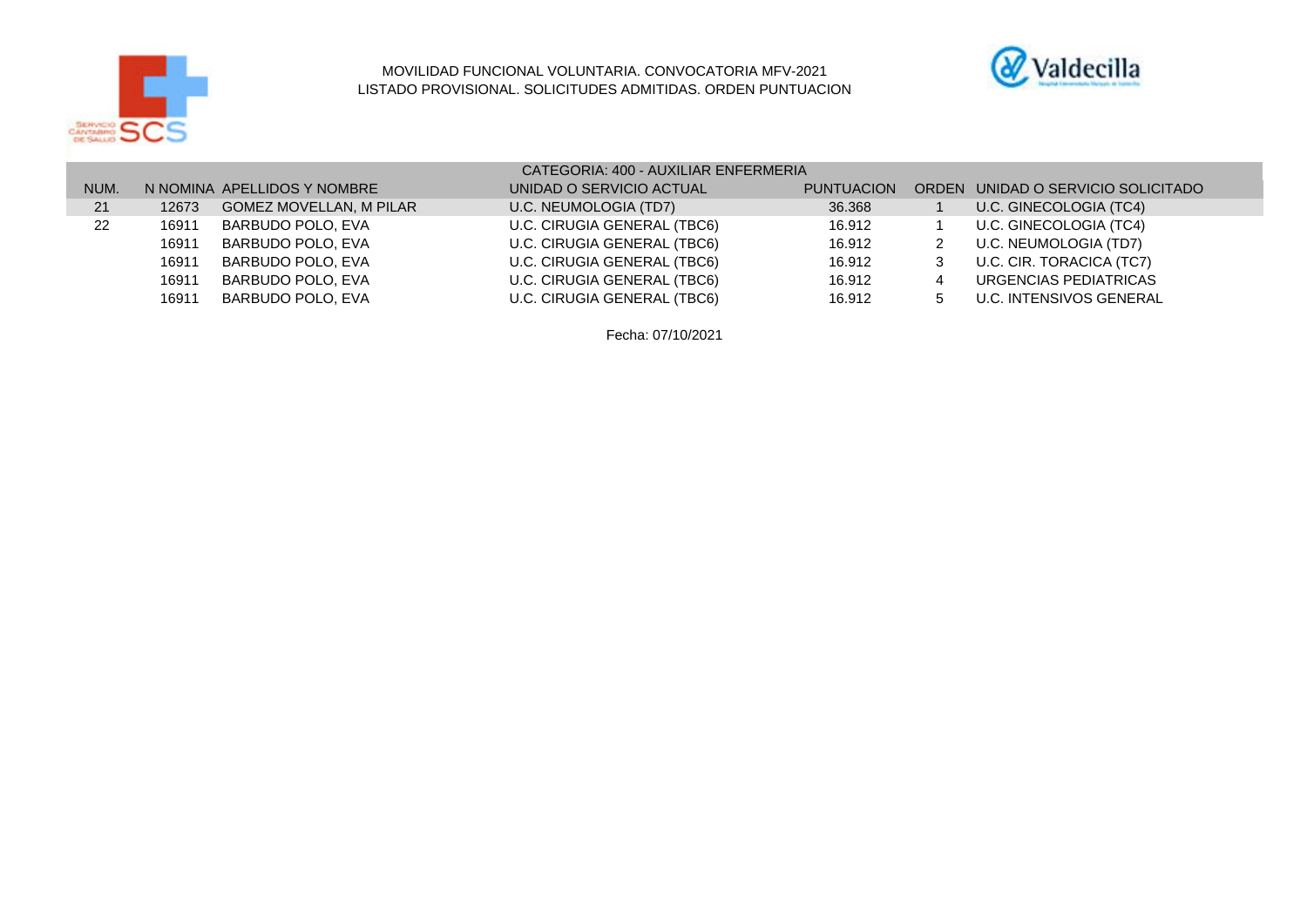MOVILIDAD FUNCIONAL VOLUNTARIA. CONVOCATORIA MFV-2021
LISTADO PROVISIONAL. SOLICITUDES ADMITIDAS. ORDEN PUNTUACION

CATEGORIA: 400 - AUXILIAR ENFERMERIA

| NUM. | N NOMINA | APELLIDOS Y NOMBRE | UNIDAD O SERVICIO ACTUAL | PUNTUACION | ORDEN | UNIDAD O SERVICIO SOLICITADO |
|---|---|---|---|---|---|---|
| 21 | 12673 | GOMEZ MOVELLAN, M PILAR | U.C. NEUMOLOGIA (TD7) | 36.368 | 1 | U.C. GINECOLOGIA (TC4) |
| 22 | 16911 | BARBUDO POLO, EVA | U.C. CIRUGIA GENERAL (TBC6) | 16.912 | 1 | U.C. GINECOLOGIA (TC4) |
| | 16911 | BARBUDO POLO, EVA | U.C. CIRUGIA GENERAL (TBC6) | 16.912 | 2 | U.C. NEUMOLOGIA (TD7) |
| | 16911 | BARBUDO POLO, EVA | U.C. CIRUGIA GENERAL (TBC6) | 16.912 | 3 | U.C. CIR. TORACICA (TC7) |
| | 16911 | BARBUDO POLO, EVA | U.C. CIRUGIA GENERAL (TBC6) | 16.912 | 4 | URGENCIAS PEDIATRICAS |
| | 16911 | BARBUDO POLO, EVA | U.C. CIRUGIA GENERAL (TBC6) | 16.912 | 5 | U.C. INTENSIVOS GENERAL |

Fecha: 07/10/2021